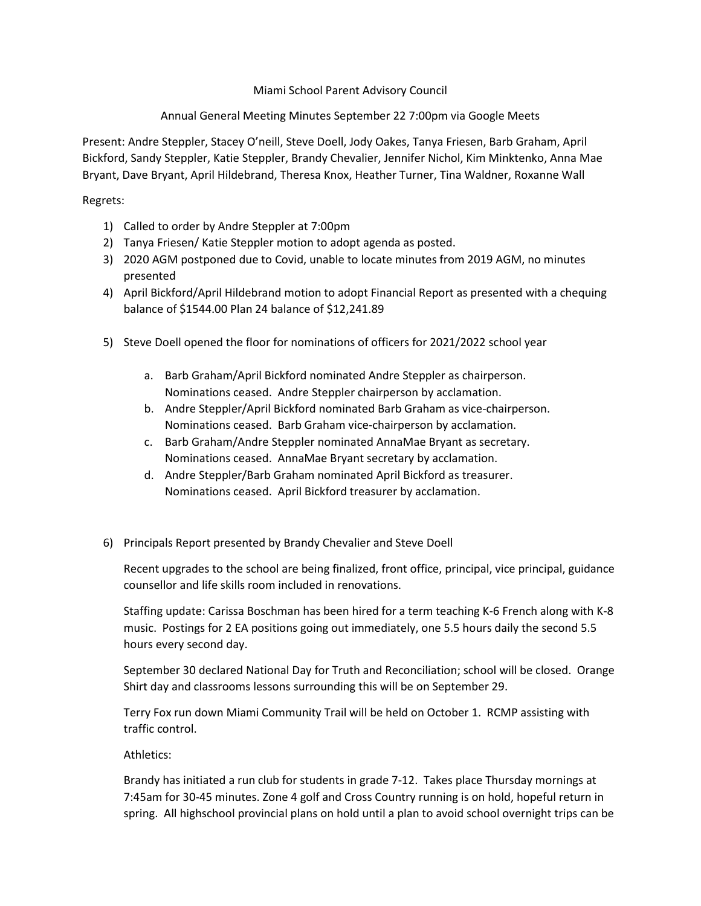Miami School Parent Advisory Council

Annual General Meeting Minutes September 22 7:00pm via Google Meets

Present: Andre Steppler, Stacey O'neill, Steve Doell, Jody Oakes, Tanya Friesen, Barb Graham, April Bickford, Sandy Steppler, Katie Steppler, Brandy Chevalier, Jennifer Nichol, Kim Minktenko, Anna Mae Bryant, Dave Bryant, April Hildebrand, Theresa Knox, Heather Turner, Tina Waldner, Roxanne Wall

Regrets:

1) Called to order by Andre Steppler at 7:00pm
2) Tanya Friesen/ Katie Steppler motion to adopt agenda as posted.
3) 2020 AGM postponed due to Covid, unable to locate minutes from 2019 AGM, no minutes presented
4) April Bickford/April Hildebrand motion to adopt Financial Report as presented with a chequing balance of $1544.00 Plan 24 balance of $12,241.89

5) Steve Doell opened the floor for nominations of officers for 2021/2022 school year

   a. Barb Graham/April Bickford nominated Andre Steppler as chairperson. Nominations ceased. Andre Steppler chairperson by acclamation.
   b. Andre Steppler/April Bickford nominated Barb Graham as vice-chairperson. Nominations ceased. Barb Graham vice-chairperson by acclamation.
   c. Barb Graham/Andre Steppler nominated AnnaMae Bryant as secretary. Nominations ceased. AnnaMae Bryant secretary by acclamation.
   d. Andre Steppler/Barb Graham nominated April Bickford as treasurer. Nominations ceased. April Bickford treasurer by acclamation.

6) Principals Report presented by Brandy Chevalier and Steve Doell

   Recent upgrades to the school are being finalized, front office, principal, vice principal, guidance counsellor and life skills room included in renovations.

   Staffing update: Carissa Boschman has been hired for a term teaching K-6 French along with K-8 music. Postings for 2 EA positions going out immediately, one 5.5 hours daily the second 5.5 hours every second day.

   September 30 declared National Day for Truth and Reconciliation; school will be closed. Orange Shirt day and classrooms lessons surrounding this will be on September 29.

   Terry Fox run down Miami Community Trail will be held on October 1. RCMP assisting with traffic control.

   Athletics:

   Brandy has initiated a run club for students in grade 7-12. Takes place Thursday mornings at 7:45am for 30-45 minutes. Zone 4 golf and Cross Country running is on hold, hopeful return in spring. All highschool provincial plans on hold until a plan to avoid school overnight trips can be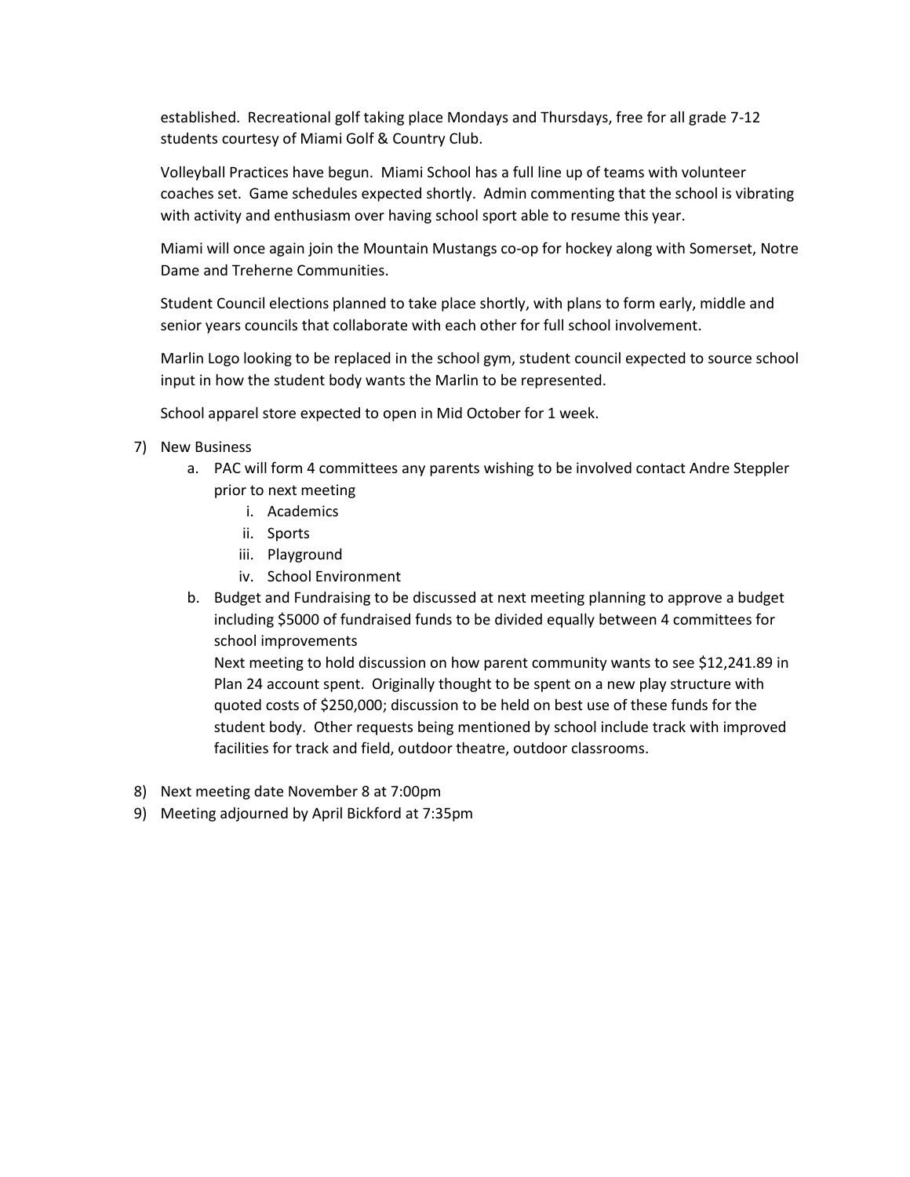established. Recreational golf taking place Mondays and Thursdays, free for all grade 7-12 students courtesy of Miami Golf & Country Club.

Volleyball Practices have begun. Miami School has a full line up of teams with volunteer coaches set. Game schedules expected shortly. Admin commenting that the school is vibrating with activity and enthusiasm over having school sport able to resume this year.

Miami will once again join the Mountain Mustangs co-op for hockey along with Somerset, Notre Dame and Treherne Communities.

Student Council elections planned to take place shortly, with plans to form early, middle and senior years councils that collaborate with each other for full school involvement.

Marlin Logo looking to be replaced in the school gym, student council expected to source school input in how the student body wants the Marlin to be represented.

School apparel store expected to open in Mid October for 1 week.

7) New Business
   a. PAC will form 4 committees any parents wishing to be involved contact Andre Steppler prior to next meeting
      i. Academics
      ii. Sports
      iii. Playground
      iv. School Environment
   b. Budget and Fundraising to be discussed at next meeting planning to approve a budget including $5000 of fundraised funds to be divided equally between 4 committees for school improvements
      Next meeting to hold discussion on how parent community wants to see $12,241.89 in Plan 24 account spent. Originally thought to be spent on a new play structure with quoted costs of $250,000; discussion to be held on best use of these funds for the student body. Other requests being mentioned by school include track with improved facilities for track and field, outdoor theatre, outdoor classrooms.

8) Next meeting date November 8 at 7:00pm
9) Meeting adjourned by April Bickford at 7:35pm